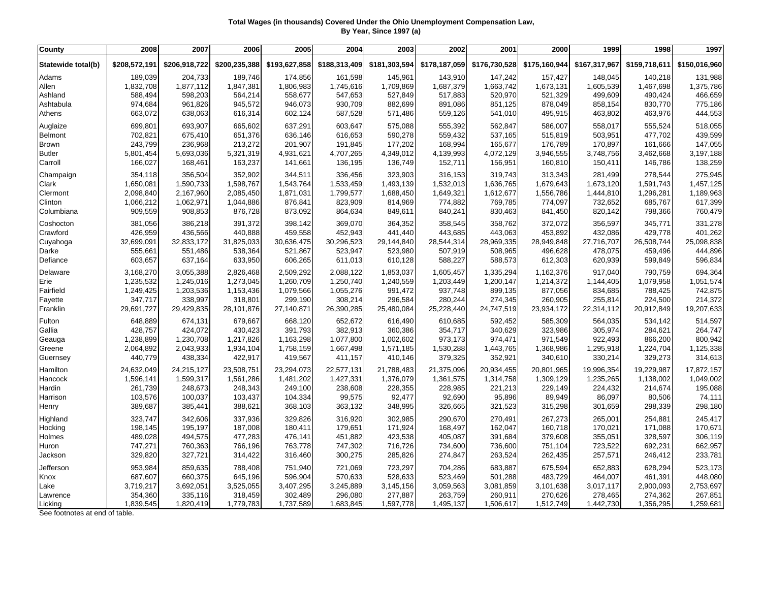**Total Wages (in thousands) Covered Under the Ohio Unemployment Compensation Law, By Year, Since 1997 (a)**

| County | 2008 | 2007 | 2006 | 2005 | 2004 | 2003 | 2002 | 2001 | 2000 | 1999 | 1998 | 1997 |
|---|---|---|---|---|---|---|---|---|---|---|---|---|
| **Statewide total(b)** | **$208,572,191** | **$206,918,722** | **$200,235,388** | **$193,627,858** | **$188,313,409** | **$181,303,594** | **$178,187,059** | **$176,730,528** | **$175,160,944** | **$167,317,967** | **$159,718,611** | **$150,016,960** |
| Adams | 189,039 | 204,733 | 189,746 | 174,856 | 161,598 | 145,961 | 143,910 | 147,242 | 157,427 | 148,045 | 140,218 | 131,988 |
| Allen | 1,832,708 | 1,877,112 | 1,847,381 | 1,806,983 | 1,745,616 | 1,709,869 | 1,687,379 | 1,663,742 | 1,673,131 | 1,605,539 | 1,467,698 | 1,375,786 |
| Ashland | 588,494 | 598,203 | 564,214 | 558,677 | 547,653 | 527,849 | 517,883 | 520,970 | 521,329 | 499,609 | 490,424 | 466,659 |
| Ashtabula | 974,684 | 961,826 | 945,572 | 946,073 | 930,709 | 882,699 | 891,086 | 851,125 | 878,049 | 858,154 | 830,770 | 775,186 |
| Athens | 663,072 | 638,063 | 616,314 | 602,124 | 587,528 | 571,486 | 559,126 | 541,010 | 495,915 | 463,802 | 463,976 | 444,553 |
| Auglaize | 699,801 | 693,907 | 665,602 | 637,291 | 603,647 | 575,088 | 555,392 | 562,847 | 586,007 | 558,017 | 555,524 | 518,055 |
| Belmont | 702,821 | 675,410 | 651,376 | 636,146 | 616,653 | 590,278 | 559,432 | 537,165 | 515,819 | 503,951 | 477,702 | 439,599 |
| Brown | 243,799 | 236,968 | 213,272 | 201,907 | 191,845 | 177,202 | 168,994 | 165,677 | 176,789 | 170,897 | 161,666 | 147,055 |
| Butler | 5,801,454 | 5,693,036 | 5,321,319 | 4,931,621 | 4,707,265 | 4,349,012 | 4,139,993 | 4,072,129 | 3,946,555 | 3,748,756 | 3,462,668 | 3,197,188 |
| Carroll | 166,027 | 168,461 | 163,237 | 141,661 | 136,195 | 136,749 | 152,711 | 156,951 | 160,810 | 150,411 | 146,786 | 138,259 |
| Champaign | 354,118 | 356,504 | 352,902 | 344,511 | 336,456 | 323,903 | 316,153 | 319,743 | 313,343 | 281,499 | 278,544 | 275,945 |
| Clark | 1,650,081 | 1,590,733 | 1,598,767 | 1,543,764 | 1,533,459 | 1,493,139 | 1,532,013 | 1,636,765 | 1,679,643 | 1,673,120 | 1,591,743 | 1,457,125 |
| Clermont | 2,098,840 | 2,167,960 | 2,085,450 | 1,871,031 | 1,799,577 | 1,688,450 | 1,649,321 | 1,612,677 | 1,556,786 | 1,444,810 | 1,296,281 | 1,189,963 |
| Clinton | 1,066,212 | 1,062,971 | 1,044,886 | 876,841 | 823,909 | 814,969 | 774,882 | 769,785 | 774,097 | 732,652 | 685,767 | 617,399 |
| Columbiana | 909,559 | 908,853 | 876,728 | 873,092 | 864,634 | 849,611 | 840,241 | 830,463 | 841,450 | 820,142 | 798,366 | 760,479 |
| Coshocton | 381,056 | 386,218 | 391,372 | 398,142 | 369,070 | 364,352 | 358,545 | 358,762 | 372,072 | 356,597 | 345,771 | 331,278 |
| Crawford | 426,959 | 436,566 | 440,888 | 459,558 | 452,943 | 441,440 | 443,685 | 443,063 | 453,892 | 432,086 | 429,778 | 401,262 |
| Cuyahoga | 32,699,091 | 32,833,172 | 31,825,033 | 30,636,475 | 30,296,523 | 29,144,840 | 28,544,314 | 28,969,335 | 28,949,848 | 27,716,707 | 26,508,744 | 25,098,838 |
| Darke | 555,661 | 551,486 | 538,364 | 521,867 | 523,947 | 523,980 | 507,919 | 508,965 | 496,628 | 478,075 | 459,496 | 444,896 |
| Defiance | 603,657 | 637,164 | 633,950 | 606,265 | 611,013 | 610,128 | 588,227 | 588,573 | 612,303 | 620,939 | 599,849 | 596,834 |
| Delaware | 3,168,270 | 3,055,388 | 2,826,468 | 2,509,292 | 2,088,122 | 1,853,037 | 1,605,457 | 1,335,294 | 1,162,376 | 917,040 | 790,759 | 694,364 |
| Erie | 1,235,532 | 1,245,016 | 1,273,045 | 1,260,709 | 1,250,740 | 1,240,559 | 1,203,449 | 1,200,147 | 1,214,372 | 1,144,405 | 1,079,958 | 1,051,574 |
| Fairfield | 1,249,425 | 1,203,536 | 1,153,436 | 1,079,566 | 1,055,276 | 991,472 | 937,748 | 899,135 | 877,056 | 834,685 | 788,425 | 742,875 |
| Fayette | 347,717 | 338,997 | 318,801 | 299,190 | 308,214 | 296,584 | 280,244 | 274,345 | 260,905 | 255,814 | 224,500 | 214,372 |
| Franklin | 29,691,727 | 29,429,835 | 28,101,876 | 27,140,871 | 26,390,285 | 25,480,084 | 25,228,440 | 24,747,519 | 23,934,172 | 22,314,112 | 20,912,849 | 19,207,633 |
| Fulton | 648,889 | 674,131 | 679,667 | 668,120 | 652,672 | 616,490 | 610,685 | 592,452 | 585,309 | 564,035 | 534,142 | 514,597 |
| Gallia | 428,757 | 424,072 | 430,423 | 391,793 | 382,913 | 360,386 | 354,717 | 340,629 | 323,986 | 305,974 | 284,621 | 264,747 |
| Geauga | 1,238,899 | 1,230,708 | 1,217,826 | 1,163,298 | 1,077,800 | 1,002,602 | 973,173 | 974,471 | 971,549 | 922,493 | 866,200 | 800,942 |
| Greene | 2,064,892 | 2,043,933 | 1,934,104 | 1,758,159 | 1,667,498 | 1,571,185 | 1,530,288 | 1,443,765 | 1,368,986 | 1,295,918 | 1,224,704 | 1,125,338 |
| Guernsey | 440,779 | 438,334 | 422,917 | 419,567 | 411,157 | 410,146 | 379,325 | 352,921 | 340,610 | 330,214 | 329,273 | 314,613 |
| Hamilton | 24,632,049 | 24,215,127 | 23,508,751 | 23,294,073 | 22,577,131 | 21,788,483 | 21,375,096 | 20,934,455 | 20,801,965 | 19,996,354 | 19,229,987 | 17,872,157 |
| Hancock | 1,596,141 | 1,599,317 | 1,561,286 | 1,481,202 | 1,427,331 | 1,376,079 | 1,361,575 | 1,314,758 | 1,309,129 | 1,235,265 | 1,138,002 | 1,049,002 |
| Hardin | 261,739 | 248,673 | 248,343 | 249,100 | 238,608 | 228,355 | 228,985 | 221,213 | 229,149 | 224,432 | 214,674 | 195,088 |
| Harrison | 103,576 | 100,037 | 103,437 | 104,334 | 99,575 | 92,477 | 92,690 | 95,896 | 89,949 | 86,097 | 80,506 | 74,111 |
| Henry | 389,687 | 385,441 | 388,621 | 368,103 | 363,132 | 348,995 | 326,665 | 321,523 | 315,298 | 301,659 | 298,339 | 298,180 |
| Highland | 323,747 | 342,606 | 337,936 | 329,826 | 316,920 | 302,985 | 290,670 | 270,491 | 267,273 | 265,001 | 254,881 | 245,417 |
| Hocking | 198,145 | 195,197 | 187,008 | 180,411 | 179,651 | 171,924 | 168,497 | 162,047 | 160,718 | 170,021 | 171,088 | 170,671 |
| Holmes | 489,028 | 494,575 | 477,283 | 476,141 | 451,882 | 423,538 | 405,087 | 391,684 | 379,608 | 355,051 | 328,597 | 306,119 |
| Huron | 747,271 | 760,363 | 766,196 | 763,778 | 747,302 | 716,726 | 734,600 | 736,600 | 751,104 | 723,522 | 692,231 | 662,957 |
| Jackson | 329,820 | 327,721 | 314,422 | 316,460 | 300,275 | 285,826 | 274,847 | 263,524 | 262,435 | 257,571 | 246,412 | 233,781 |
| Jefferson | 953,984 | 859,635 | 788,408 | 751,940 | 721,069 | 723,297 | 704,286 | 683,887 | 675,594 | 652,883 | 628,294 | 523,173 |
| Knox | 687,607 | 660,375 | 645,196 | 596,904 | 570,633 | 528,633 | 523,469 | 501,288 | 483,729 | 464,007 | 461,391 | 448,080 |
| Lake | 3,719,217 | 3,692,051 | 3,525,055 | 3,407,295 | 3,245,889 | 3,145,156 | 3,059,563 | 3,081,859 | 3,101,638 | 3,017,117 | 2,900,093 | 2,753,697 |
| Lawrence | 354,360 | 335,116 | 318,459 | 302,489 | 296,080 | 277,887 | 263,759 | 260,911 | 270,626 | 278,465 | 274,362 | 267,851 |
| Licking | 1,839,545 | 1,820,419 | 1,779,783 | 1,737,589 | 1,683,845 | 1,597,778 | 1,495,137 | 1,506,617 | 1,512,749 | 1,442,730 | 1,356,295 | 1,259,681 |

See footnotes at end of table.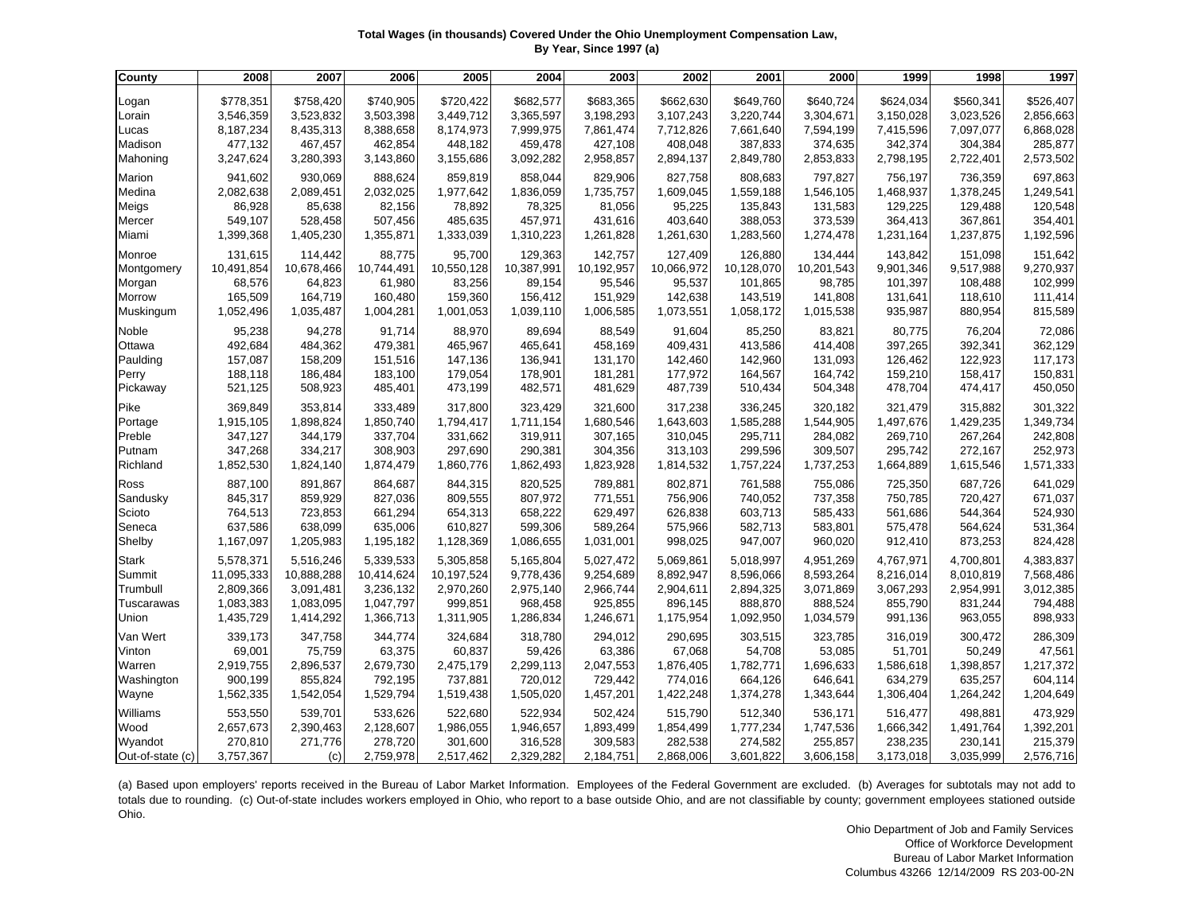**Total Wages (in thousands) Covered Under the Ohio Unemployment Compensation Law, By Year, Since 1997 (a)**

| County | 2008 | 2007 | 2006 | 2005 | 2004 | 2003 | 2002 | 2001 | 2000 | 1999 | 1998 | 1997 |
|---|---|---|---|---|---|---|---|---|---|---|---|---|
| Logan | $778,351 | $758,420 | $740,905 | $720,422 | $682,577 | $683,365 | $662,630 | $649,760 | $640,724 | $624,034 | $560,341 | $526,407 |
| Lorain | 3,546,359 | 3,523,832 | 3,503,398 | 3,449,712 | 3,365,597 | 3,198,293 | 3,107,243 | 3,220,744 | 3,304,671 | 3,150,028 | 3,023,526 | 2,856,663 |
| Lucas | 8,187,234 | 8,435,313 | 8,388,658 | 8,174,973 | 7,999,975 | 7,861,474 | 7,712,826 | 7,661,640 | 7,594,199 | 7,415,596 | 7,097,077 | 6,868,028 |
| Madison | 477,132 | 467,457 | 462,854 | 448,182 | 459,478 | 427,108 | 408,048 | 387,833 | 374,635 | 342,374 | 304,384 | 285,877 |
| Mahoning | 3,247,624 | 3,280,393 | 3,143,860 | 3,155,686 | 3,092,282 | 2,958,857 | 2,894,137 | 2,849,780 | 2,853,833 | 2,798,195 | 2,722,401 | 2,573,502 |
| Marion | 941,602 | 930,069 | 888,624 | 859,819 | 858,044 | 829,906 | 827,758 | 808,683 | 797,827 | 756,197 | 736,359 | 697,863 |
| Medina | 2,082,638 | 2,089,451 | 2,032,025 | 1,977,642 | 1,836,059 | 1,735,757 | 1,609,045 | 1,559,188 | 1,546,105 | 1,468,937 | 1,378,245 | 1,249,541 |
| Meigs | 86,928 | 85,638 | 82,156 | 78,892 | 78,325 | 81,056 | 95,225 | 135,843 | 131,583 | 129,225 | 129,488 | 120,548 |
| Mercer | 549,107 | 528,458 | 507,456 | 485,635 | 457,971 | 431,616 | 403,640 | 388,053 | 373,539 | 364,413 | 367,861 | 354,401 |
| Miami | 1,399,368 | 1,405,230 | 1,355,871 | 1,333,039 | 1,310,223 | 1,261,828 | 1,261,630 | 1,283,560 | 1,274,478 | 1,231,164 | 1,237,875 | 1,192,596 |
| Monroe | 131,615 | 114,442 | 88,775 | 95,700 | 129,363 | 142,757 | 127,409 | 126,880 | 134,444 | 143,842 | 151,098 | 151,642 |
| Montgomery | 10,491,854 | 10,678,466 | 10,744,491 | 10,550,128 | 10,387,991 | 10,192,957 | 10,066,972 | 10,128,070 | 10,201,543 | 9,901,346 | 9,517,988 | 9,270,937 |
| Morgan | 68,576 | 64,823 | 61,980 | 83,256 | 89,154 | 95,546 | 95,537 | 101,865 | 98,785 | 101,397 | 108,488 | 102,999 |
| Morrow | 165,509 | 164,719 | 160,480 | 159,360 | 156,412 | 151,929 | 142,638 | 143,519 | 141,808 | 131,641 | 118,610 | 111,414 |
| Muskingum | 1,052,496 | 1,035,487 | 1,004,281 | 1,001,053 | 1,039,110 | 1,006,585 | 1,073,551 | 1,058,172 | 1,015,538 | 935,987 | 880,954 | 815,589 |
| Noble | 95,238 | 94,278 | 91,714 | 88,970 | 89,694 | 88,549 | 91,604 | 85,250 | 83,821 | 80,775 | 76,204 | 72,086 |
| Ottawa | 492,684 | 484,362 | 479,381 | 465,967 | 465,641 | 458,169 | 409,431 | 413,586 | 414,408 | 397,265 | 392,341 | 362,129 |
| Paulding | 157,087 | 158,209 | 151,516 | 147,136 | 136,941 | 131,170 | 142,460 | 142,960 | 131,093 | 126,462 | 122,923 | 117,173 |
| Perry | 188,118 | 186,484 | 183,100 | 179,054 | 178,901 | 181,281 | 177,972 | 164,567 | 164,742 | 159,210 | 158,417 | 150,831 |
| Pickaway | 521,125 | 508,923 | 485,401 | 473,199 | 482,571 | 481,629 | 487,739 | 510,434 | 504,348 | 478,704 | 474,417 | 450,050 |
| Pike | 369,849 | 353,814 | 333,489 | 317,800 | 323,429 | 321,600 | 317,238 | 336,245 | 320,182 | 321,479 | 315,882 | 301,322 |
| Portage | 1,915,105 | 1,898,824 | 1,850,740 | 1,794,417 | 1,711,154 | 1,680,546 | 1,643,603 | 1,585,288 | 1,544,905 | 1,497,676 | 1,429,235 | 1,349,734 |
| Preble | 347,127 | 344,179 | 337,704 | 331,662 | 319,911 | 307,165 | 310,045 | 295,711 | 284,082 | 269,710 | 267,264 | 242,808 |
| Putnam | 347,268 | 334,217 | 308,903 | 297,690 | 290,381 | 304,356 | 313,103 | 299,596 | 309,507 | 295,742 | 272,167 | 252,973 |
| Richland | 1,852,530 | 1,824,140 | 1,874,479 | 1,860,776 | 1,862,493 | 1,823,928 | 1,814,532 | 1,757,224 | 1,737,253 | 1,664,889 | 1,615,546 | 1,571,333 |
| Ross | 887,100 | 891,867 | 864,687 | 844,315 | 820,525 | 789,881 | 802,871 | 761,588 | 755,086 | 725,350 | 687,726 | 641,029 |
| Sandusky | 845,317 | 859,929 | 827,036 | 809,555 | 807,972 | 771,551 | 756,906 | 740,052 | 737,358 | 750,785 | 720,427 | 671,037 |
| Scioto | 764,513 | 723,853 | 661,294 | 654,313 | 658,222 | 629,497 | 626,838 | 603,713 | 585,433 | 561,686 | 544,364 | 524,930 |
| Seneca | 637,586 | 638,099 | 635,006 | 610,827 | 599,306 | 589,264 | 575,966 | 582,713 | 583,801 | 575,478 | 564,624 | 531,364 |
| Shelby | 1,167,097 | 1,205,983 | 1,195,182 | 1,128,369 | 1,086,655 | 1,031,001 | 998,025 | 947,007 | 960,020 | 912,410 | 873,253 | 824,428 |
| Stark | 5,578,371 | 5,516,246 | 5,339,533 | 5,305,858 | 5,165,804 | 5,027,472 | 5,069,861 | 5,018,997 | 4,951,269 | 4,767,971 | 4,700,801 | 4,383,837 |
| Summit | 11,095,333 | 10,888,288 | 10,414,624 | 10,197,524 | 9,778,436 | 9,254,689 | 8,892,947 | 8,596,066 | 8,593,264 | 8,216,014 | 8,010,819 | 7,568,486 |
| Trumbull | 2,809,366 | 3,091,481 | 3,236,132 | 2,970,260 | 2,975,140 | 2,966,744 | 2,904,611 | 2,894,325 | 3,071,869 | 3,067,293 | 2,954,991 | 3,012,385 |
| Tuscarawas | 1,083,383 | 1,083,095 | 1,047,797 | 999,851 | 968,458 | 925,855 | 896,145 | 888,870 | 888,524 | 855,790 | 831,244 | 794,488 |
| Union | 1,435,729 | 1,414,292 | 1,366,713 | 1,311,905 | 1,286,834 | 1,246,671 | 1,175,954 | 1,092,950 | 1,034,579 | 991,136 | 963,055 | 898,933 |
| Van Wert | 339,173 | 347,758 | 344,774 | 324,684 | 318,780 | 294,012 | 290,695 | 303,515 | 323,785 | 316,019 | 300,472 | 286,309 |
| Vinton | 69,001 | 75,759 | 63,375 | 60,837 | 59,426 | 63,386 | 67,068 | 54,708 | 53,085 | 51,701 | 50,249 | 47,561 |
| Warren | 2,919,755 | 2,896,537 | 2,679,730 | 2,475,179 | 2,299,113 | 2,047,553 | 1,876,405 | 1,782,771 | 1,696,633 | 1,586,618 | 1,398,857 | 1,217,372 |
| Washington | 900,199 | 855,824 | 792,195 | 737,881 | 720,012 | 729,442 | 774,016 | 664,126 | 646,641 | 634,279 | 635,257 | 604,114 |
| Wayne | 1,562,335 | 1,542,054 | 1,529,794 | 1,519,438 | 1,505,020 | 1,457,201 | 1,422,248 | 1,374,278 | 1,343,644 | 1,306,404 | 1,264,242 | 1,204,649 |
| Williams | 553,550 | 539,701 | 533,626 | 522,680 | 522,934 | 502,424 | 515,790 | 512,340 | 536,171 | 516,477 | 498,881 | 473,929 |
| Wood | 2,657,673 | 2,390,463 | 2,128,607 | 1,986,055 | 1,946,657 | 1,893,499 | 1,854,499 | 1,777,234 | 1,747,536 | 1,666,342 | 1,491,764 | 1,392,201 |
| Wyandot | 270,810 | 271,776 | 278,720 | 301,600 | 316,528 | 309,583 | 282,538 | 274,582 | 255,857 | 238,235 | 230,141 | 215,379 |
| Out-of-state (c) | 3,757,367 | (c) | 2,759,978 | 2,517,462 | 2,329,282 | 2,184,751 | 2,868,006 | 3,601,822 | 3,606,158 | 3,173,018 | 3,035,999 | 2,576,716 |

(a) Based upon employers' reports received in the Bureau of Labor Market Information. Employees of the Federal Government are excluded. (b) Averages for subtotals may not add to totals due to rounding. (c) Out-of-state includes workers employed in Ohio, who report to a base outside Ohio, and are not classifiable by county; government employees stationed outside Ohio.

Ohio Department of Job and Family Services
Office of Workforce Development
Bureau of Labor Market Information
Columbus 43266 12/14/2009 RS 203-00-2N